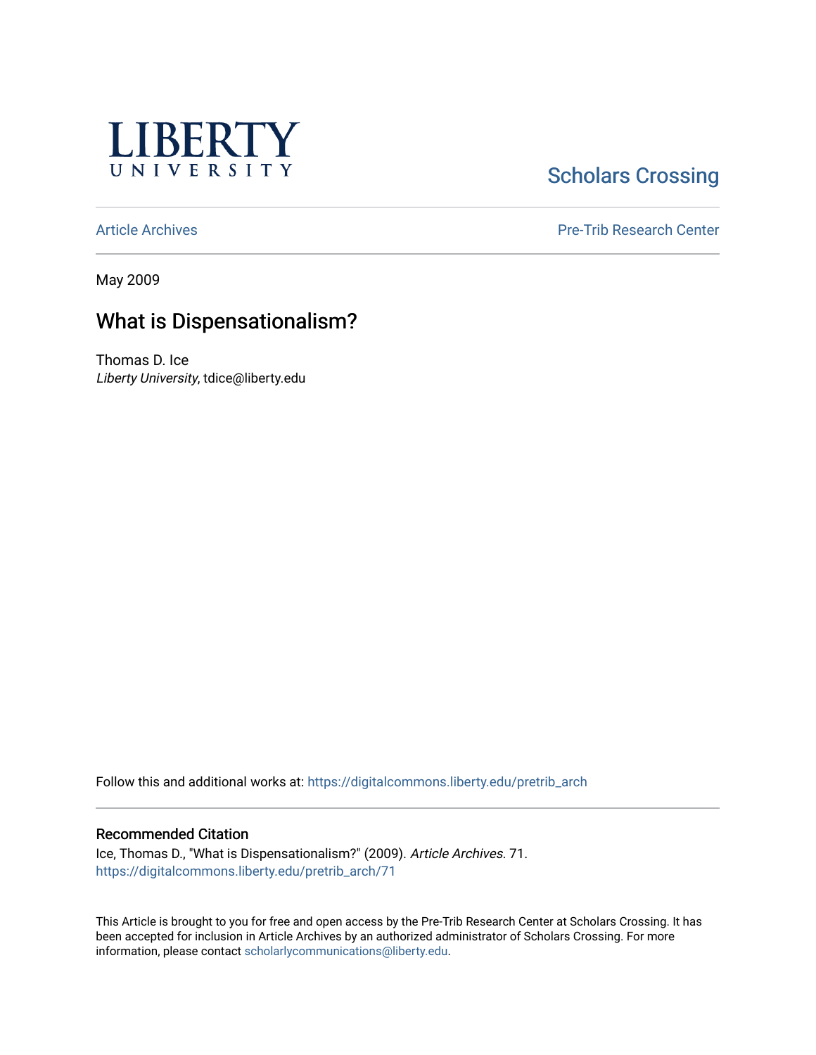# LIBERTY UNIVERSITY

Scholars Crossing

Article Archives

Pre-Trib Research Center

May 2009

## What is Dispensationalism?

Thomas D. Ice
*Liberty University*, tdice@liberty.edu

Follow this and additional works at: https://digitalcommons.liberty.edu/pretrib_arch

### Recommended Citation

Ice, Thomas D., "What is Dispensationalism?" (2009). *Article Archives*. 71.
https://digitalcommons.liberty.edu/pretrib_arch/71

This Article is brought to you for free and open access by the Pre-Trib Research Center at Scholars Crossing. It has been accepted for inclusion in Article Archives by an authorized administrator of Scholars Crossing. For more information, please contact scholarlycommunications@liberty.edu.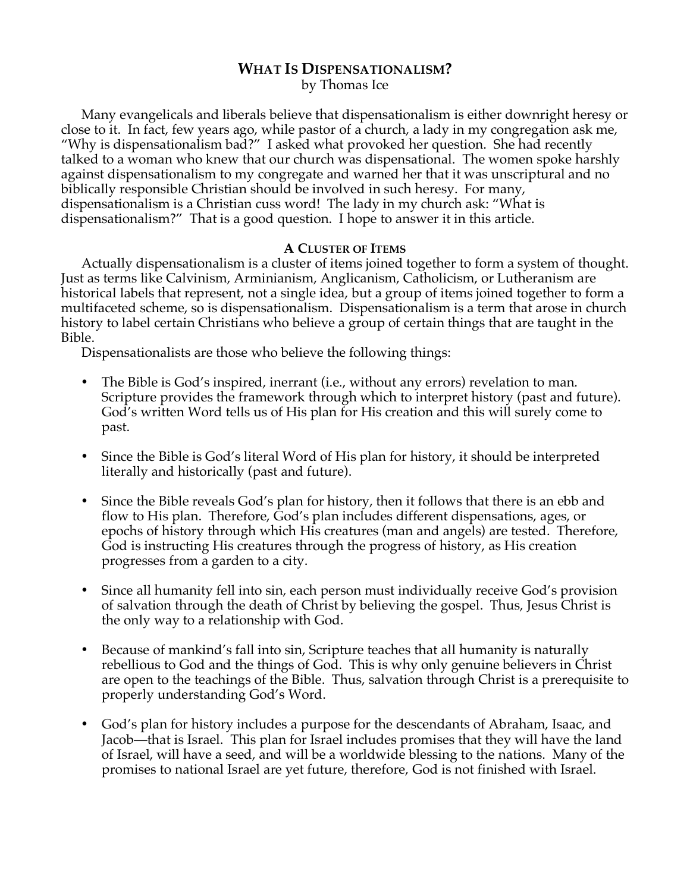# WHAT IS DISPENSATIONALISM?

by Thomas Ice

Many evangelicals and liberals believe that dispensationalism is either downright heresy or close to it. In fact, few years ago, while pastor of a church, a lady in my congregation ask me, "Why is dispensationalism bad?" I asked what provoked her question. She had recently talked to a woman who knew that our church was dispensational. The women spoke harshly against dispensationalism to my congregate and warned her that it was unscriptural and no biblically responsible Christian should be involved in such heresy. For many, dispensationalism is a Christian cuss word! The lady in my church ask: "What is dispensationalism?" That is a good question. I hope to answer it in this article.

## A CLUSTER OF ITEMS

Actually dispensationalism is a cluster of items joined together to form a system of thought. Just as terms like Calvinism, Arminianism, Anglicanism, Catholicism, or Lutheranism are historical labels that represent, not a single idea, but a group of items joined together to form a multifaceted scheme, so is dispensationalism. Dispensationalism is a term that arose in church history to label certain Christians who believe a group of certain things that are taught in the Bible.

Dispensationalists are those who believe the following things:

- The Bible is God's inspired, inerrant (i.e., without any errors) revelation to man. Scripture provides the framework through which to interpret history (past and future). God's written Word tells us of His plan for His creation and this will surely come to past.

- Since the Bible is God's literal Word of His plan for history, it should be interpreted literally and historically (past and future).

- Since the Bible reveals God's plan for history, then it follows that there is an ebb and flow to His plan. Therefore, God's plan includes different dispensations, ages, or epochs of history through which His creatures (man and angels) are tested. Therefore, God is instructing His creatures through the progress of history, as His creation progresses from a garden to a city.

- Since all humanity fell into sin, each person must individually receive God's provision of salvation through the death of Christ by believing the gospel. Thus, Jesus Christ is the only way to a relationship with God.

- Because of mankind's fall into sin, Scripture teaches that all humanity is naturally rebellious to God and the things of God. This is why only genuine believers in Christ are open to the teachings of the Bible. Thus, salvation through Christ is a prerequisite to properly understanding God's Word.

- God's plan for history includes a purpose for the descendants of Abraham, Isaac, and Jacob—that is Israel. This plan for Israel includes promises that they will have the land of Israel, will have a seed, and will be a worldwide blessing to the nations. Many of the promises to national Israel are yet future, therefore, God is not finished with Israel.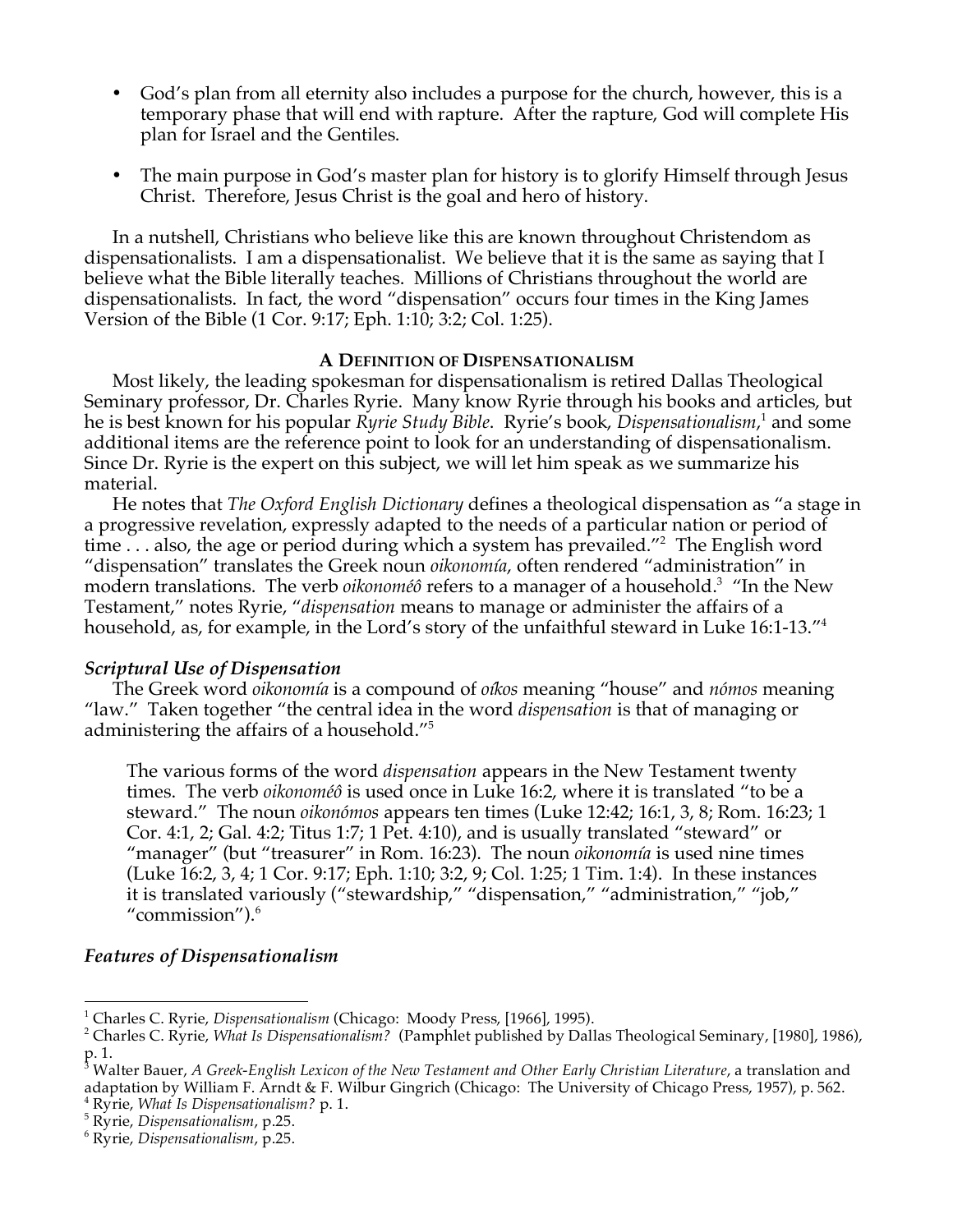- God's plan from all eternity also includes a purpose for the church, however, this is a temporary phase that will end with rapture. After the rapture, God will complete His plan for Israel and the Gentiles.

- The main purpose in God's master plan for history is to glorify Himself through Jesus Christ. Therefore, Jesus Christ is the goal and hero of history.

In a nutshell, Christians who believe like this are known throughout Christendom as dispensationalists. I am a dispensationalist. We believe that it is the same as saying that I believe what the Bible literally teaches. Millions of Christians throughout the world are dispensationalists. In fact, the word "dispensation" occurs four times in the King James Version of the Bible (1 Cor. 9:17; Eph. 1:10; 3:2; Col. 1:25).

### A Definition of Dispensationalism

Most likely, the leading spokesman for dispensationalism is retired Dallas Theological Seminary professor, Dr. Charles Ryrie. Many know Ryrie through his books and articles, but he is best known for his popular *Ryrie Study Bible*. Ryrie's book, *Dispensationalism*,[1] and some additional items are the reference point to look for an understanding of dispensationalism. Since Dr. Ryrie is the expert on this subject, we will let him speak as we summarize his material.

He notes that *The Oxford English Dictionary* defines a theological dispensation as "a stage in a progressive revelation, expressly adapted to the needs of a particular nation or period of time . . . also, the age or period during which a system has prevailed."[2] The English word "dispensation" translates the Greek noun *oikonomía*, often rendered "administration" in modern translations. The verb *oikonoméô* refers to a manager of a household.[3] "In the New Testament," notes Ryrie, "*dispensation* means to manage or administer the affairs of a household, as, for example, in the Lord's story of the unfaithful steward in Luke 16:1-13."[4]

#### *Scriptural Use of Dispensation*

The Greek word *oikonomía* is a compound of *oíkos* meaning "house" and *nómos* meaning "law." Taken together "the central idea in the word *dispensation* is that of managing or administering the affairs of a household."[5]

> The various forms of the word *dispensation* appears in the New Testament twenty times. The verb *oikonoméô* is used once in Luke 16:2, where it is translated "to be a steward." The noun *oikonómos* appears ten times (Luke 12:42; 16:1, 3, 8; Rom. 16:23; 1 Cor. 4:1, 2; Gal. 4:2; Titus 1:7; 1 Pet. 4:10), and is usually translated "steward" or "manager" (but "treasurer" in Rom. 16:23). The noun *oikonomía* is used nine times (Luke 16:2, 3, 4; 1 Cor. 9:17; Eph. 1:10; 3:2, 9; Col. 1:25; 1 Tim. 1:4). In these instances it is translated variously ("stewardship," "dispensation," "administration," "job," "commission").[6]

#### *Features of Dispensationalism*

---

[1] Charles C. Ryrie, *Dispensationalism* (Chicago: Moody Press, [1966], 1995).

[2] Charles C. Ryrie, *What Is Dispensationalism?* (Pamphlet published by Dallas Theological Seminary, [1980], 1986), p. 1.

[3] Walter Bauer, *A Greek-English Lexicon of the New Testament and Other Early Christian Literature*, a translation and adaptation by William F. Arndt & F. Wilbur Gingrich (Chicago: The University of Chicago Press, 1957), p. 562.

[4] Ryrie, *What Is Dispensationalism?* p. 1.

[5] Ryrie, *Dispensationalism*, p.25.

[6] Ryrie, *Dispensationalism*, p.25.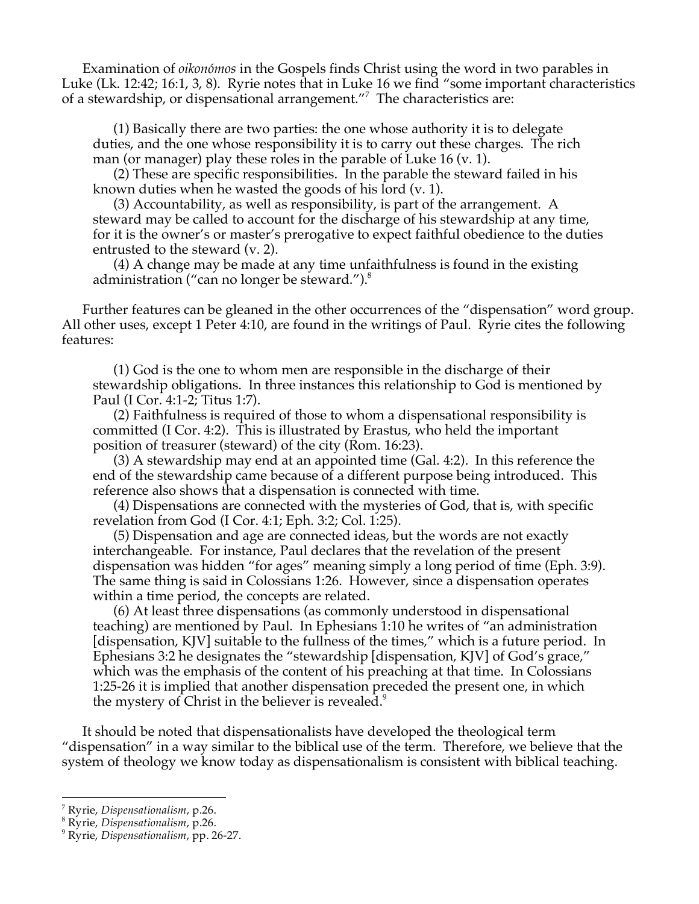Examination of *oikonómos* in the Gospels finds Christ using the word in two parables in Luke (Lk. 12:42; 16:1, 3, 8). Ryrie notes that in Luke 16 we find "some important characteristics of a stewardship, or dispensational arrangement."[7] The characteristics are:

> (1) Basically there are two parties: the one whose authority it is to delegate duties, and the one whose responsibility it is to carry out these charges. The rich man (or manager) play these roles in the parable of Luke 16 (v. 1).
>
> (2) These are specific responsibilities. In the parable the steward failed in his known duties when he wasted the goods of his lord (v. 1).
>
> (3) Accountability, as well as responsibility, is part of the arrangement. A steward may be called to account for the discharge of his stewardship at any time, for it is the owner's or master's prerogative to expect faithful obedience to the duties entrusted to the steward (v. 2).
>
> (4) A change may be made at any time unfaithfulness is found in the existing administration ("can no longer be steward.").[8]

Further features can be gleaned in the other occurrences of the "dispensation" word group. All other uses, except 1 Peter 4:10, are found in the writings of Paul. Ryrie cites the following features:

> (1) God is the one to whom men are responsible in the discharge of their stewardship obligations. In three instances this relationship to God is mentioned by Paul (I Cor. 4:1-2; Titus 1:7).
>
> (2) Faithfulness is required of those to whom a dispensational responsibility is committed (I Cor. 4:2). This is illustrated by Erastus, who held the important position of treasurer (steward) of the city (Rom. 16:23).
>
> (3) A stewardship may end at an appointed time (Gal. 4:2). In this reference the end of the stewardship came because of a different purpose being introduced. This reference also shows that a dispensation is connected with time.
>
> (4) Dispensations are connected with the mysteries of God, that is, with specific revelation from God (I Cor. 4:1; Eph. 3:2; Col. 1:25).
>
> (5) Dispensation and age are connected ideas, but the words are not exactly interchangeable. For instance, Paul declares that the revelation of the present dispensation was hidden "for ages" meaning simply a long period of time (Eph. 3:9). The same thing is said in Colossians 1:26. However, since a dispensation operates within a time period, the concepts are related.
>
> (6) At least three dispensations (as commonly understood in dispensational teaching) are mentioned by Paul. In Ephesians 1:10 he writes of "an administration [dispensation, KJV] suitable to the fullness of the times," which is a future period. In Ephesians 3:2 he designates the "stewardship [dispensation, KJV] of God's grace," which was the emphasis of the content of his preaching at that time. In Colossians 1:25-26 it is implied that another dispensation preceded the present one, in which the mystery of Christ in the believer is revealed.[9]

It should be noted that dispensationalists have developed the theological term "dispensation" in a way similar to the biblical use of the term. Therefore, we believe that the system of theology we know today as dispensationalism is consistent with biblical teaching.

---

[7] Ryrie, *Dispensationalism*, p.26.

[8] Ryrie, *Dispensationalism*, p.26.

[9] Ryrie, *Dispensationalism*, pp. 26-27.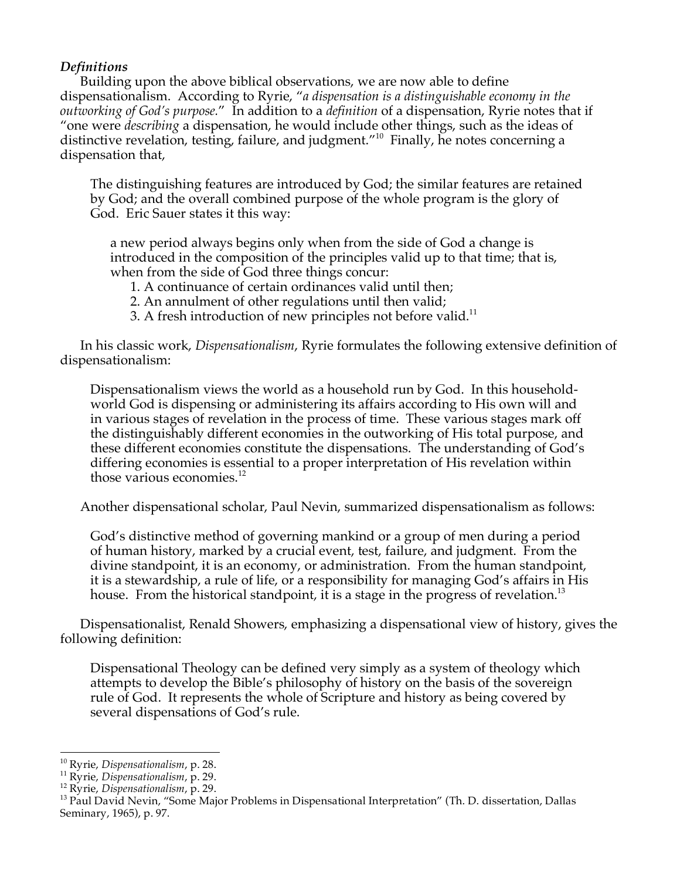***Definitions***

Building upon the above biblical observations, we are now able to define dispensationalism. According to Ryrie, "*a dispensation is a distinguishable economy in the outworking of God's purpose*." In addition to a *definition* of a dispensation, Ryrie notes that if "one were *describing* a dispensation, he would include other things, such as the ideas of distinctive revelation, testing, failure, and judgment."[10] Finally, he notes concerning a dispensation that,

> The distinguishing features are introduced by God; the similar features are retained by God; and the overall combined purpose of the whole program is the glory of God. Eric Sauer states it this way:
>
> > a new period always begins only when from the side of God a change is introduced in the composition of the principles valid up to that time; that is, when from the side of God three things concur:
> >
> > 1. A continuance of certain ordinances valid until then;
> > 2. An annulment of other regulations until then valid;
> > 3. A fresh introduction of new principles not before valid.[11]

In his classic work, *Dispensationalism*, Ryrie formulates the following extensive definition of dispensationalism:

> Dispensationalism views the world as a household run by God. In this household-world God is dispensing or administering its affairs according to His own will and in various stages of revelation in the process of time. These various stages mark off the distinguishably different economies in the outworking of His total purpose, and these different economies constitute the dispensations. The understanding of God's differing economies is essential to a proper interpretation of His revelation within those various economies.[12]

Another dispensational scholar, Paul Nevin, summarized dispensationalism as follows:

> God's distinctive method of governing mankind or a group of men during a period of human history, marked by a crucial event, test, failure, and judgment. From the divine standpoint, it is an economy, or administration. From the human standpoint, it is a stewardship, a rule of life, or a responsibility for managing God's affairs in His house. From the historical standpoint, it is a stage in the progress of revelation.[13]

Dispensationalist, Renald Showers, emphasizing a dispensational view of history, gives the following definition:

> Dispensational Theology can be defined very simply as a system of theology which attempts to develop the Bible's philosophy of history on the basis of the sovereign rule of God. It represents the whole of Scripture and history as being covered by several dispensations of God's rule.

---

[10] Ryrie, *Dispensationalism*, p. 28.
[11] Ryrie, *Dispensationalism*, p. 29.
[12] Ryrie, *Dispensationalism*, p. 29.
[13] Paul David Nevin, "Some Major Problems in Dispensational Interpretation" (Th. D. dissertation, Dallas Seminary, 1965), p. 97.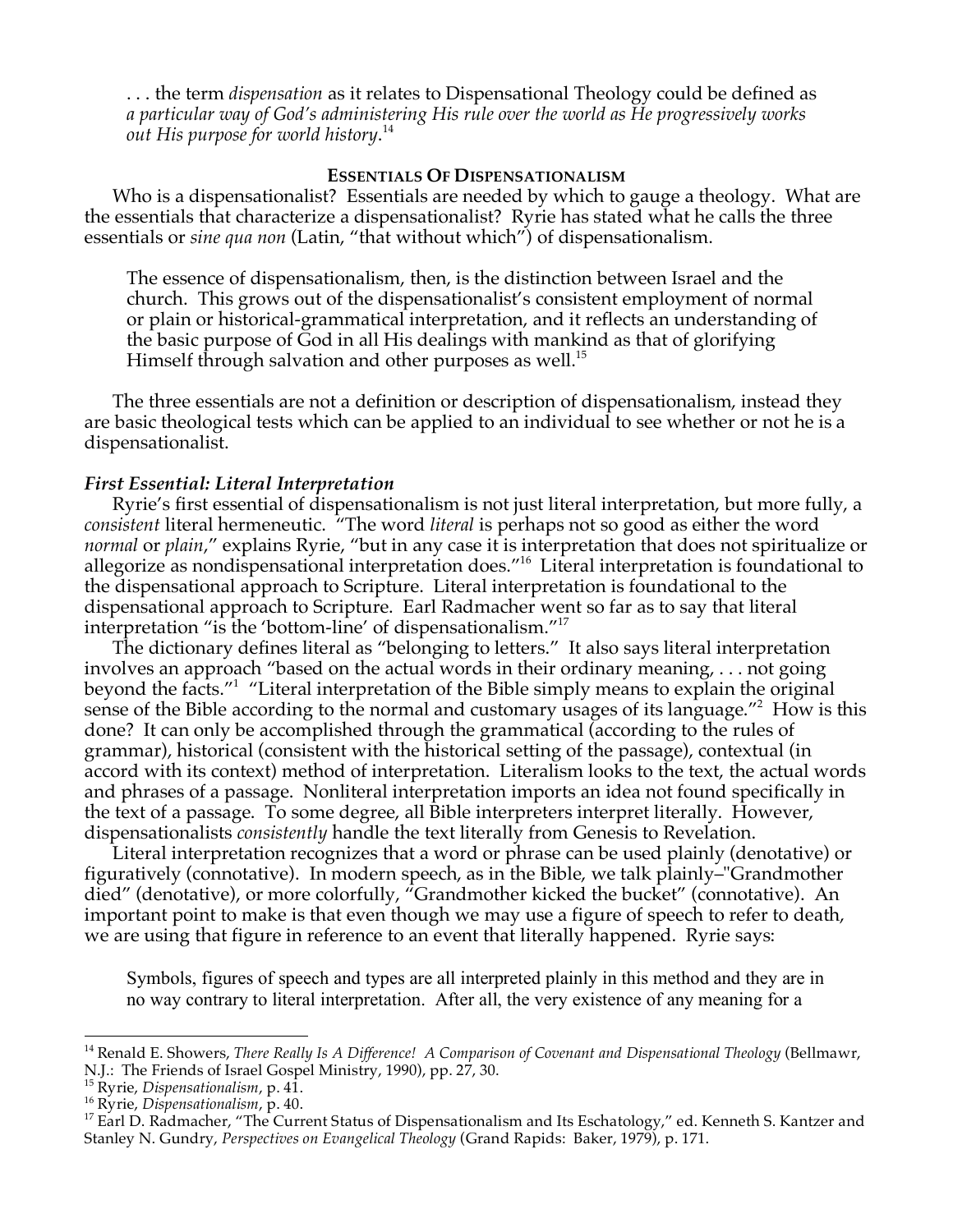> . . . the term *dispensation* as it relates to Dispensational Theology could be defined as *a particular way of God's administering His rule over the world as He progressively works out His purpose for world history*.[14]

**ESSENTIALS OF DISPENSATIONALISM**

Who is a dispensationalist? Essentials are needed by which to gauge a theology. What are the essentials that characterize a dispensationalist? Ryrie has stated what he calls the three essentials or *sine qua non* (Latin, "that without which") of dispensationalism.

> The essence of dispensationalism, then, is the distinction between Israel and the church. This grows out of the dispensationalist's consistent employment of normal or plain or historical-grammatical interpretation, and it reflects an understanding of the basic purpose of God in all His dealings with mankind as that of glorifying Himself through salvation and other purposes as well.[15]

The three essentials are not a definition or description of dispensationalism, instead they are basic theological tests which can be applied to an individual to see whether or not he is a dispensationalist.

***First Essential: Literal Interpretation***

Ryrie's first essential of dispensationalism is not just literal interpretation, but more fully, a *consistent* literal hermeneutic. "The word *literal* is perhaps not so good as either the word *normal* or *plain*," explains Ryrie, "but in any case it is interpretation that does not spiritualize or allegorize as nondispensational interpretation does."[16] Literal interpretation is foundational to the dispensational approach to Scripture. Literal interpretation is foundational to the dispensational approach to Scripture. Earl Radmacher went so far as to say that literal interpretation "is the 'bottom-line' of dispensationalism."[17]

The dictionary defines literal as "belonging to letters." It also says literal interpretation involves an approach "based on the actual words in their ordinary meaning, . . . not going beyond the facts."[1] "Literal interpretation of the Bible simply means to explain the original sense of the Bible according to the normal and customary usages of its language."[2] How is this done? It can only be accomplished through the grammatical (according to the rules of grammar), historical (consistent with the historical setting of the passage), contextual (in accord with its context) method of interpretation. Literalism looks to the text, the actual words and phrases of a passage. Nonliteral interpretation imports an idea not found specifically in the text of a passage. To some degree, all Bible interpreters interpret literally. However, dispensationalists *consistently* handle the text literally from Genesis to Revelation.

Literal interpretation recognizes that a word or phrase can be used plainly (denotative) or figuratively (connotative). In modern speech, as in the Bible, we talk plainly–"Grandmother died" (denotative), or more colorfully, "Grandmother kicked the bucket" (connotative). An important point to make is that even though we may use a figure of speech to refer to death, we are using that figure in reference to an event that literally happened. Ryrie says:

> Symbols, figures of speech and types are all interpreted plainly in this method and they are in no way contrary to literal interpretation. After all, the very existence of any meaning for a

---

[14] Renald E. Showers, *There Really Is A Difference! A Comparison of Covenant and Dispensational Theology* (Bellmawr, N.J.: The Friends of Israel Gospel Ministry, 1990), pp. 27, 30.

[15] Ryrie, *Dispensationalism*, p. 41.

[16] Ryrie, *Dispensationalism*, p. 40.

[17] Earl D. Radmacher, "The Current Status of Dispensationalism and Its Eschatology," ed. Kenneth S. Kantzer and Stanley N. Gundry, *Perspectives on Evangelical Theology* (Grand Rapids: Baker, 1979), p. 171.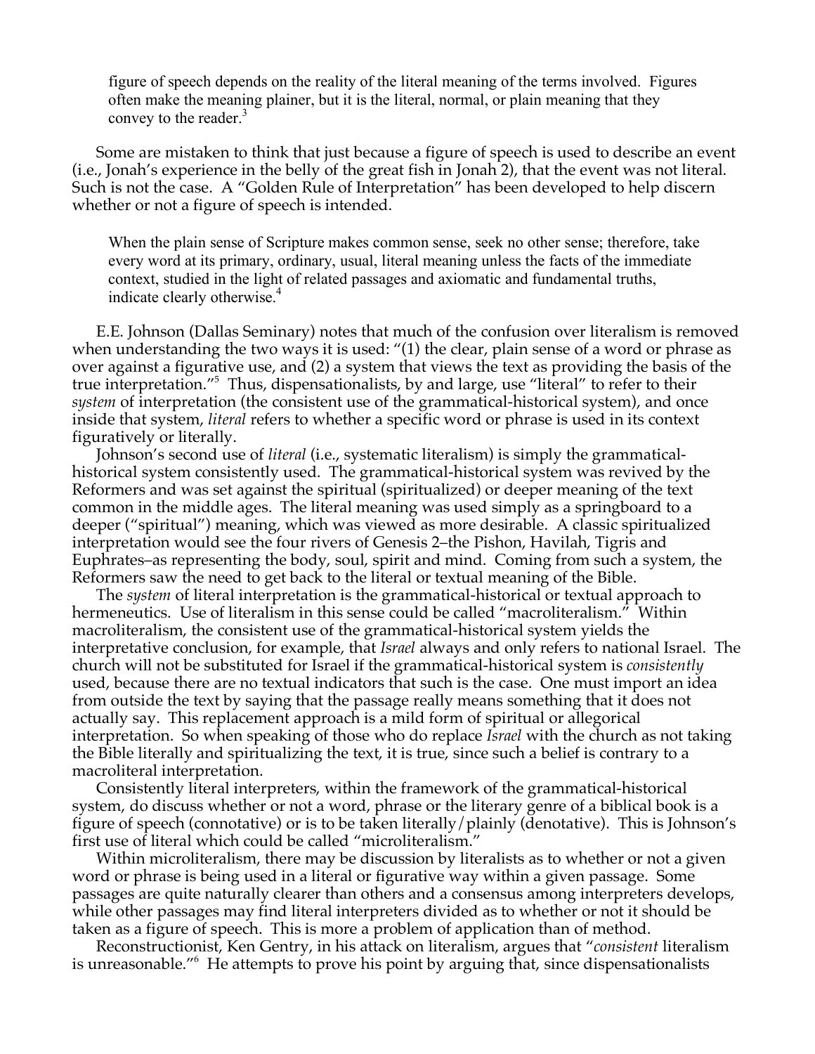> figure of speech depends on the reality of the literal meaning of the terms involved. Figures often make the meaning plainer, but it is the literal, normal, or plain meaning that they convey to the reader.[3]

Some are mistaken to think that just because a figure of speech is used to describe an event (i.e., Jonah's experience in the belly of the great fish in Jonah 2), that the event was not literal. Such is not the case. A "Golden Rule of Interpretation" has been developed to help discern whether or not a figure of speech is intended.

> When the plain sense of Scripture makes common sense, seek no other sense; therefore, take every word at its primary, ordinary, usual, literal meaning unless the facts of the immediate context, studied in the light of related passages and axiomatic and fundamental truths, indicate clearly otherwise.[4]

E.E. Johnson (Dallas Seminary) notes that much of the confusion over literalism is removed when understanding the two ways it is used: "(1) the clear, plain sense of a word or phrase as over against a figurative use, and (2) a system that views the text as providing the basis of the true interpretation."[5] Thus, dispensationalists, by and large, use "literal" to refer to their *system* of interpretation (the consistent use of the grammatical-historical system), and once inside that system, *literal* refers to whether a specific word or phrase is used in its context figuratively or literally.

Johnson's second use of *literal* (i.e., systematic literalism) is simply the grammatical-historical system consistently used. The grammatical-historical system was revived by the Reformers and was set against the spiritual (spiritualized) or deeper meaning of the text common in the middle ages. The literal meaning was used simply as a springboard to a deeper ("spiritual") meaning, which was viewed as more desirable. A classic spiritualized interpretation would see the four rivers of Genesis 2–the Pishon, Havilah, Tigris and Euphrates–as representing the body, soul, spirit and mind. Coming from such a system, the Reformers saw the need to get back to the literal or textual meaning of the Bible.

The *system* of literal interpretation is the grammatical-historical or textual approach to hermeneutics. Use of literalism in this sense could be called "macroliteralism." Within macroliteralism, the consistent use of the grammatical-historical system yields the interpretative conclusion, for example, that *Israel* always and only refers to national Israel. The church will not be substituted for Israel if the grammatical-historical system is *consistently* used, because there are no textual indicators that such is the case. One must import an idea from outside the text by saying that the passage really means something that it does not actually say. This replacement approach is a mild form of spiritual or allegorical interpretation. So when speaking of those who do replace *Israel* with the church as not taking the Bible literally and spiritualizing the text, it is true, since such a belief is contrary to a macroliteral interpretation.

Consistently literal interpreters, within the framework of the grammatical-historical system, do discuss whether or not a word, phrase or the literary genre of a biblical book is a figure of speech (connotative) or is to be taken literally/plainly (denotative). This is Johnson's first use of literal which could be called "microliteralism."

Within microliteralism, there may be discussion by literalists as to whether or not a given word or phrase is being used in a literal or figurative way within a given passage. Some passages are quite naturally clearer than others and a consensus among interpreters develops, while other passages may find literal interpreters divided as to whether or not it should be taken as a figure of speech. This is more a problem of application than of method.

Reconstructionist, Ken Gentry, in his attack on literalism, argues that "*consistent* literalism is unreasonable."[6] He attempts to prove his point by arguing that, since dispensationalists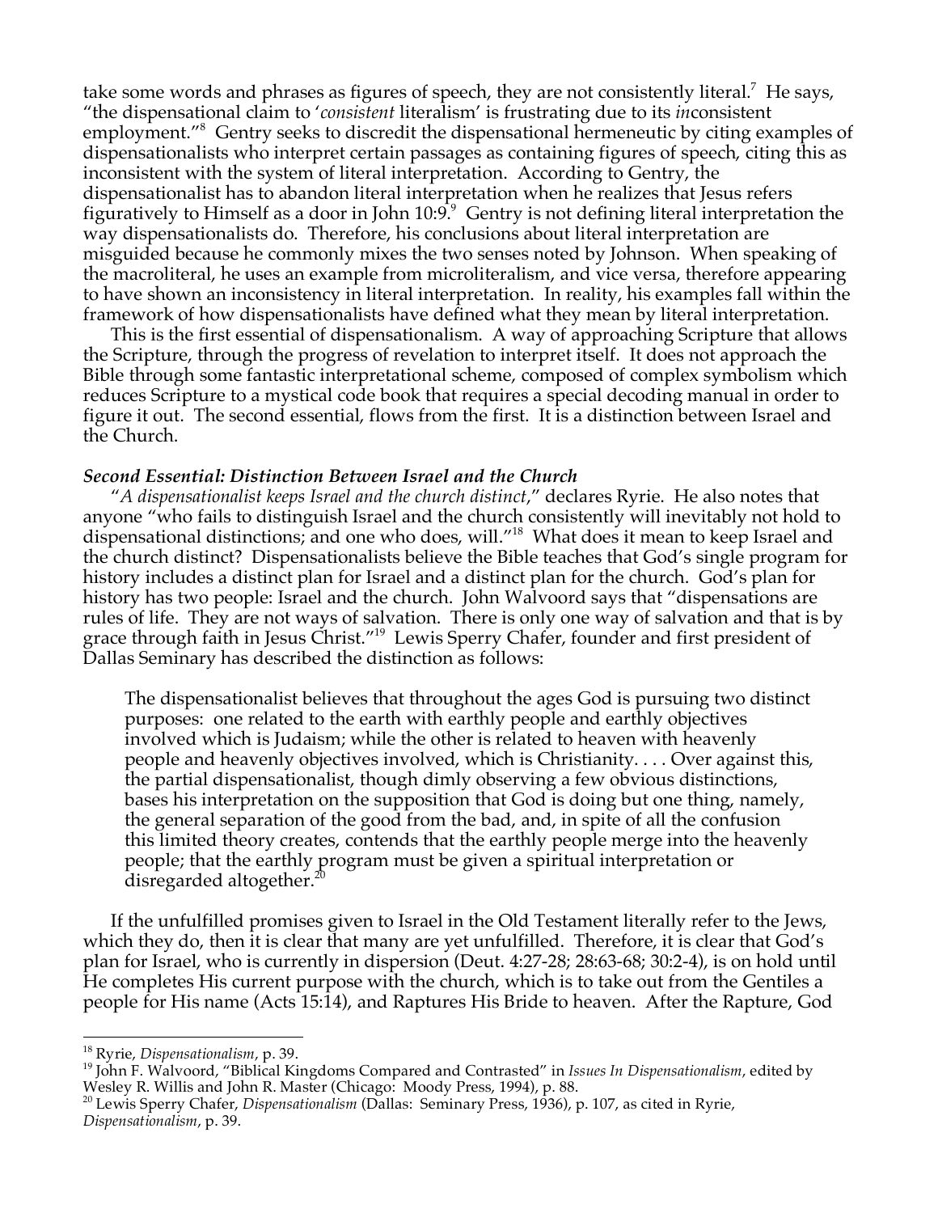take some words and phrases as figures of speech, they are not consistently literal.[7] He says, "the dispensational claim to '*consistent* literalism' is frustrating due to its *in*consistent employment."[8] Gentry seeks to discredit the dispensational hermeneutic by citing examples of dispensationalists who interpret certain passages as containing figures of speech, citing this as inconsistent with the system of literal interpretation. According to Gentry, the dispensationalist has to abandon literal interpretation when he realizes that Jesus refers figuratively to Himself as a door in John 10:9.[9] Gentry is not defining literal interpretation the way dispensationalists do. Therefore, his conclusions about literal interpretation are misguided because he commonly mixes the two senses noted by Johnson. When speaking of the macroliteral, he uses an example from microliteralism, and vice versa, therefore appearing to have shown an inconsistency in literal interpretation. In reality, his examples fall within the framework of how dispensationalists have defined what they mean by literal interpretation.

This is the first essential of dispensationalism. A way of approaching Scripture that allows the Scripture, through the progress of revelation to interpret itself. It does not approach the Bible through some fantastic interpretational scheme, composed of complex symbolism which reduces Scripture to a mystical code book that requires a special decoding manual in order to figure it out. The second essential, flows from the first. It is a distinction between Israel and the Church.

### *Second Essential: Distinction Between Israel and the Church*

"*A dispensationalist keeps Israel and the church distinct*," declares Ryrie. He also notes that anyone "who fails to distinguish Israel and the church consistently will inevitably not hold to dispensational distinctions; and one who does, will."[18] What does it mean to keep Israel and the church distinct? Dispensationalists believe the Bible teaches that God's single program for history includes a distinct plan for Israel and a distinct plan for the church. God's plan for history has two people: Israel and the church. John Walvoord says that "dispensations are rules of life. They are not ways of salvation. There is only one way of salvation and that is by grace through faith in Jesus Christ."[19] Lewis Sperry Chafer, founder and first president of Dallas Seminary has described the distinction as follows:

> The dispensationalist believes that throughout the ages God is pursuing two distinct purposes: one related to the earth with earthly people and earthly objectives involved which is Judaism; while the other is related to heaven with heavenly people and heavenly objectives involved, which is Christianity. . . . Over against this, the partial dispensationalist, though dimly observing a few obvious distinctions, bases his interpretation on the supposition that God is doing but one thing, namely, the general separation of the good from the bad, and, in spite of all the confusion this limited theory creates, contends that the earthly people merge into the heavenly people; that the earthly program must be given a spiritual interpretation or disregarded altogether.[20]

If the unfulfilled promises given to Israel in the Old Testament literally refer to the Jews, which they do, then it is clear that many are yet unfulfilled. Therefore, it is clear that God's plan for Israel, who is currently in dispersion (Deut. 4:27-28; 28:63-68; 30:2-4), is on hold until He completes His current purpose with the church, which is to take out from the Gentiles a people for His name (Acts 15:14), and Raptures His Bride to heaven. After the Rapture, God

---

[18] Ryrie, *Dispensationalism*, p. 39.

[19] John F. Walvoord, "Biblical Kingdoms Compared and Contrasted" in *Issues In Dispensationalism*, edited by Wesley R. Willis and John R. Master (Chicago: Moody Press, 1994), p. 88.

[20] Lewis Sperry Chafer, *Dispensationalism* (Dallas: Seminary Press, 1936), p. 107, as cited in Ryrie, *Dispensationalism*, p. 39.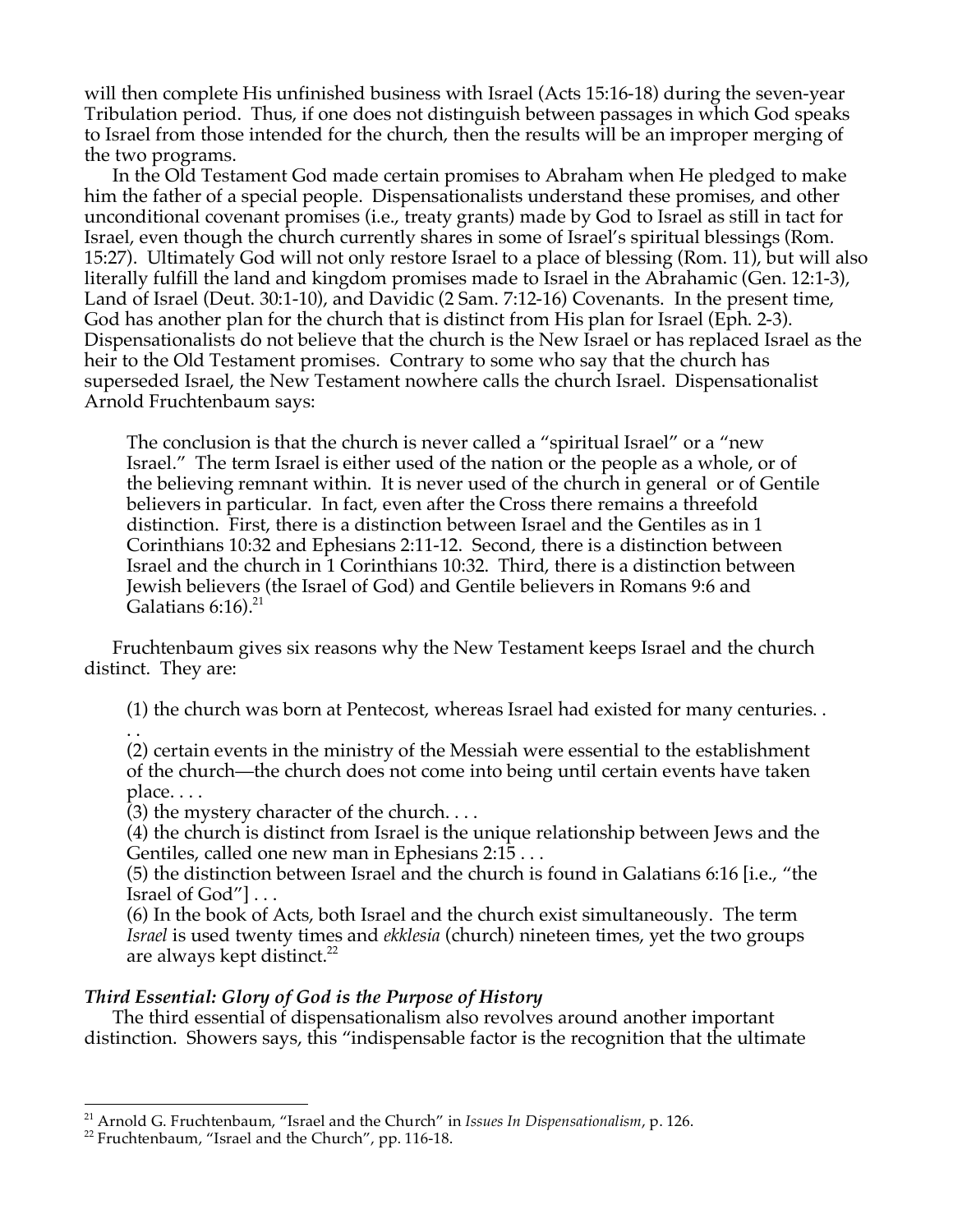will then complete His unfinished business with Israel (Acts 15:16-18) during the seven-year Tribulation period. Thus, if one does not distinguish between passages in which God speaks to Israel from those intended for the church, then the results will be an improper merging of the two programs.

In the Old Testament God made certain promises to Abraham when He pledged to make him the father of a special people. Dispensationalists understand these promises, and other unconditional covenant promises (i.e., treaty grants) made by God to Israel as still in tact for Israel, even though the church currently shares in some of Israel's spiritual blessings (Rom. 15:27). Ultimately God will not only restore Israel to a place of blessing (Rom. 11), but will also literally fulfill the land and kingdom promises made to Israel in the Abrahamic (Gen. 12:1-3), Land of Israel (Deut. 30:1-10), and Davidic (2 Sam. 7:12-16) Covenants. In the present time, God has another plan for the church that is distinct from His plan for Israel (Eph. 2-3). Dispensationalists do not believe that the church is the New Israel or has replaced Israel as the heir to the Old Testament promises. Contrary to some who say that the church has superseded Israel, the New Testament nowhere calls the church Israel. Dispensationalist Arnold Fruchtenbaum says:

> The conclusion is that the church is never called a "spiritual Israel" or a "new Israel." The term Israel is either used of the nation or the people as a whole, or of the believing remnant within. It is never used of the church in general or of Gentile believers in particular. In fact, even after the Cross there remains a threefold distinction. First, there is a distinction between Israel and the Gentiles as in 1 Corinthians 10:32 and Ephesians 2:11-12. Second, there is a distinction between Israel and the church in 1 Corinthians 10:32. Third, there is a distinction between Jewish believers (the Israel of God) and Gentile believers in Romans 9:6 and Galatians 6:16).[21]

Fruchtenbaum gives six reasons why the New Testament keeps Israel and the church distinct. They are:

> (1) the church was born at Pentecost, whereas Israel had existed for many centuries. . . .
> (2) certain events in the ministry of the Messiah were essential to the establishment of the church—the church does not come into being until certain events have taken place. . . .
> (3) the mystery character of the church. . . .
> (4) the church is distinct from Israel is the unique relationship between Jews and the Gentiles, called one new man in Ephesians 2:15 . . .
> (5) the distinction between Israel and the church is found in Galatians 6:16 [i.e., "the Israel of God"] . . .
> (6) In the book of Acts, both Israel and the church exist simultaneously. The term *Israel* is used twenty times and *ekklesia* (church) nineteen times, yet the two groups are always kept distinct.[22]

### *Third Essential: Glory of God is the Purpose of History*

The third essential of dispensationalism also revolves around another important distinction. Showers says, this "indispensable factor is the recognition that the ultimate

---

[21] Arnold G. Fruchtenbaum, "Israel and the Church" in *Issues In Dispensationalism*, p. 126.

[22] Fruchtenbaum, "Israel and the Church", pp. 116-18.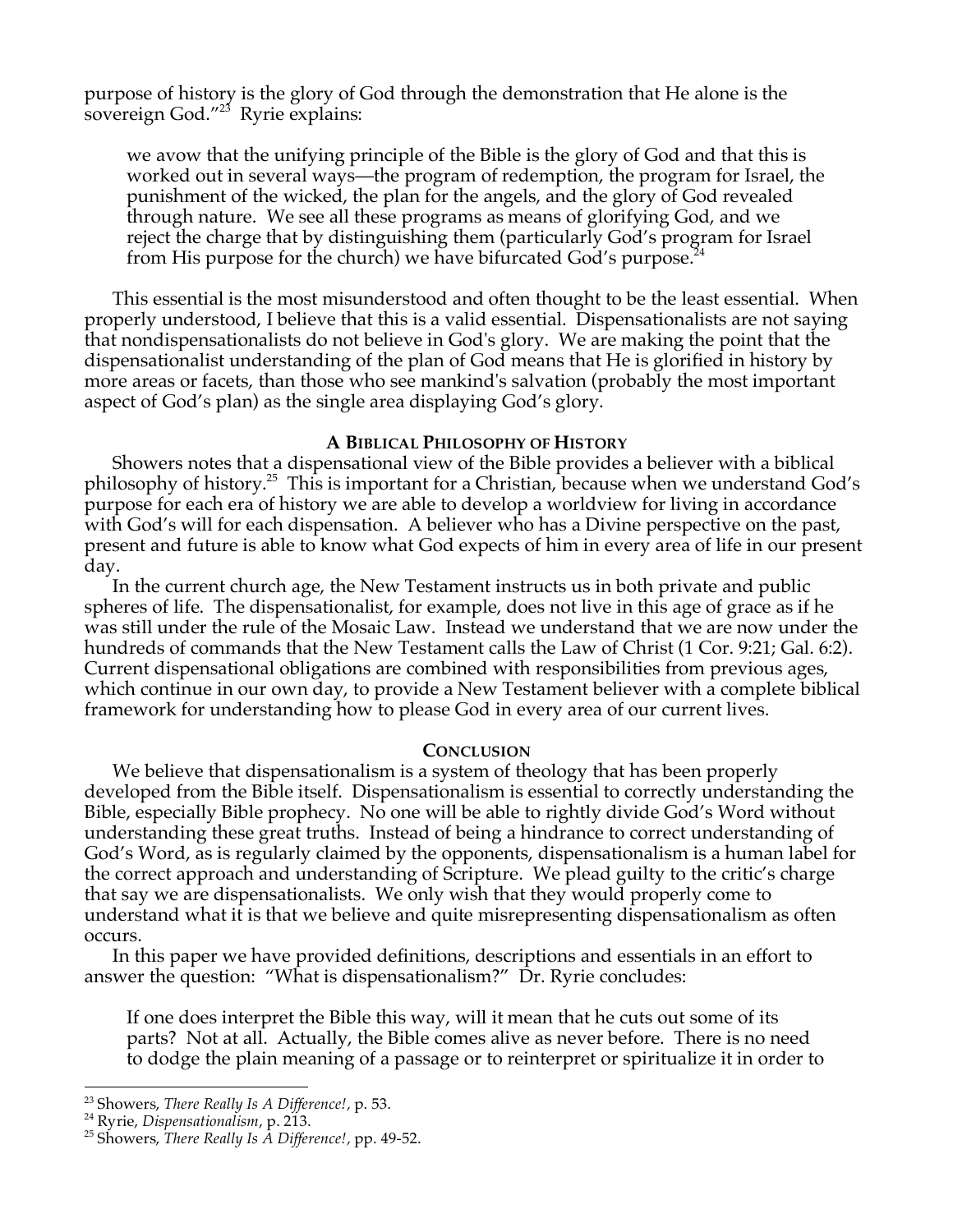purpose of history is the glory of God through the demonstration that He alone is the sovereign God."[23] Ryrie explains:

> we avow that the unifying principle of the Bible is the glory of God and that this is worked out in several ways—the program of redemption, the program for Israel, the punishment of the wicked, the plan for the angels, and the glory of God revealed through nature. We see all these programs as means of glorifying God, and we reject the charge that by distinguishing them (particularly God's program for Israel from His purpose for the church) we have bifurcated God's purpose.[24]

This essential is the most misunderstood and often thought to be the least essential. When properly understood, I believe that this is a valid essential. Dispensationalists are not saying that nondispensationalists do not believe in God's glory. We are making the point that the dispensationalist understanding of the plan of God means that He is glorified in history by more areas or facets, than those who see mankind's salvation (probably the most important aspect of God's plan) as the single area displaying God's glory.

### A Biblical Philosophy of History

Showers notes that a dispensational view of the Bible provides a believer with a biblical philosophy of history.[25] This is important for a Christian, because when we understand God's purpose for each era of history we are able to develop a worldview for living in accordance with God's will for each dispensation. A believer who has a Divine perspective on the past, present and future is able to know what God expects of him in every area of life in our present day.

In the current church age, the New Testament instructs us in both private and public spheres of life. The dispensationalist, for example, does not live in this age of grace as if he was still under the rule of the Mosaic Law. Instead we understand that we are now under the hundreds of commands that the New Testament calls the Law of Christ (1 Cor. 9:21; Gal. 6:2). Current dispensational obligations are combined with responsibilities from previous ages, which continue in our own day, to provide a New Testament believer with a complete biblical framework for understanding how to please God in every area of our current lives.

### Conclusion

We believe that dispensationalism is a system of theology that has been properly developed from the Bible itself. Dispensationalism is essential to correctly understanding the Bible, especially Bible prophecy. No one will be able to rightly divide God's Word without understanding these great truths. Instead of being a hindrance to correct understanding of God's Word, as is regularly claimed by the opponents, dispensationalism is a human label for the correct approach and understanding of Scripture. We plead guilty to the critic's charge that say we are dispensationalists. We only wish that they would properly come to understand what it is that we believe and quite misrepresenting dispensationalism as often occurs.

In this paper we have provided definitions, descriptions and essentials in an effort to answer the question: "What is dispensationalism?" Dr. Ryrie concludes:

> If one does interpret the Bible this way, will it mean that he cuts out some of its parts? Not at all. Actually, the Bible comes alive as never before. There is no need to dodge the plain meaning of a passage or to reinterpret or spiritualize it in order to

---

[23] Showers, *There Really Is A Difference!,* p. 53.

[24] Ryrie, *Dispensationalism*, p. 213.

[25] Showers, *There Really Is A Difference!,* pp. 49-52.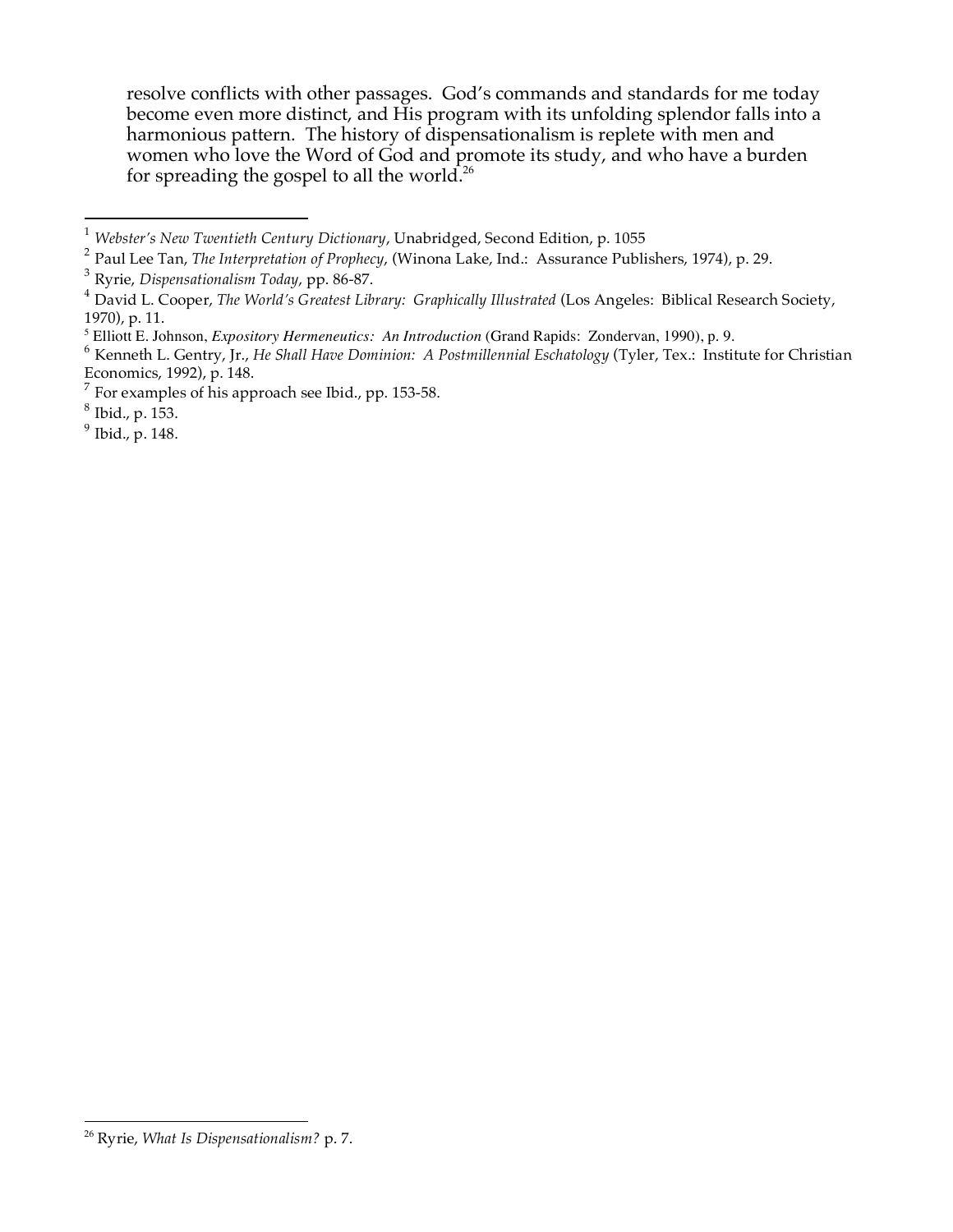resolve conflicts with other passages. God's commands and standards for me today become even more distinct, and His program with its unfolding splendor falls into a harmonious pattern. The history of dispensationalism is replete with men and women who love the Word of God and promote its study, and who have a burden for spreading the gospel to all the world.[26]

---

[1] *Webster's New Twentieth Century Dictionary*, Unabridged, Second Edition, p. 1055

[2] Paul Lee Tan, *The Interpretation of Prophecy*, (Winona Lake, Ind.: Assurance Publishers, 1974), p. 29.

[3] Ryrie, *Dispensationalism Today*, pp. 86-87.

[4] David L. Cooper, *The World's Greatest Library: Graphically Illustrated* (Los Angeles: Biblical Research Society, 1970), p. 11.

[5] Elliott E. Johnson, *Expository Hermeneutics: An Introduction* (Grand Rapids: Zondervan, 1990), p. 9.

[6] Kenneth L. Gentry, Jr., *He Shall Have Dominion: A Postmillennial Eschatology* (Tyler, Tex.: Institute for Christian Economics, 1992), p. 148.

[7] For examples of his approach see Ibid., pp. 153-58.

[8] Ibid., p. 153.

[9] Ibid., p. 148.

---

[26] Ryrie, *What Is Dispensationalism?* p. 7.